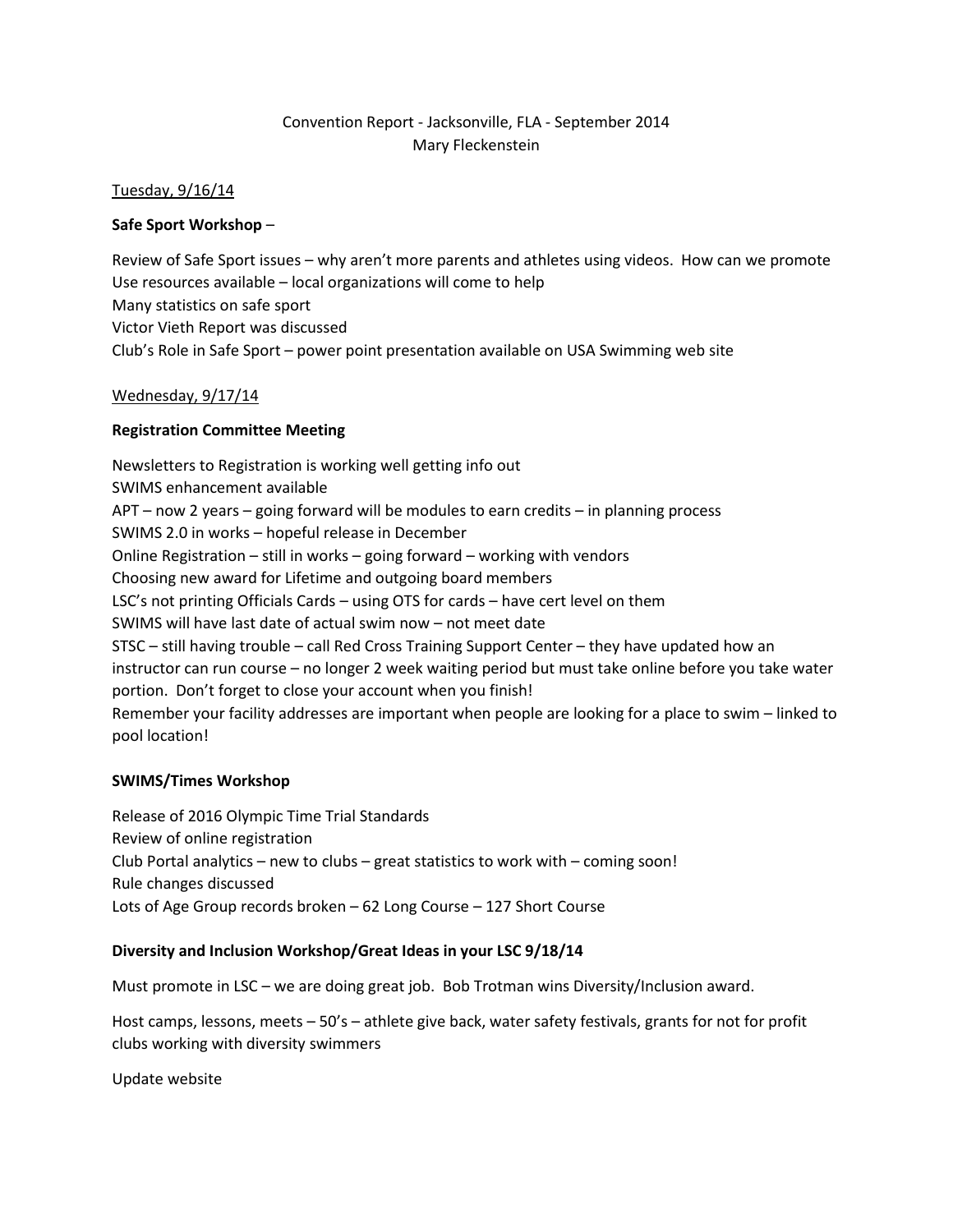Convention Report - Jacksonville, FLA - September 2014
Mary Fleckenstein

Tuesday, 9/16/14

**Safe Sport Workshop** –

Review of Safe Sport issues – why aren't more parents and athletes using videos. How can we promote
Use resources available – local organizations will come to help
Many statistics on safe sport
Victor Vieth Report was discussed
Club's Role in Safe Sport – power point presentation available on USA Swimming web site

Wednesday, 9/17/14

**Registration Committee Meeting**

Newsletters to Registration is working well getting info out
SWIMS enhancement available
APT – now 2 years – going forward will be modules to earn credits – in planning process
SWIMS 2.0 in works – hopeful release in December
Online Registration – still in works – going forward – working with vendors
Choosing new award for Lifetime and outgoing board members
LSC's not printing Officials Cards – using OTS for cards – have cert level on them
SWIMS will have last date of actual swim now – not meet date
STSC – still having trouble – call Red Cross Training Support Center – they have updated how an instructor can run course – no longer 2 week waiting period but must take online before you take water portion. Don't forget to close your account when you finish!
Remember your facility addresses are important when people are looking for a place to swim – linked to pool location!

**SWIMS/Times Workshop**

Release of 2016 Olympic Time Trial Standards
Review of online registration
Club Portal analytics – new to clubs – great statistics to work with – coming soon!
Rule changes discussed
Lots of Age Group records broken – 62 Long Course – 127 Short Course

**Diversity and Inclusion Workshop/Great Ideas in your LSC 9/18/14**

Must promote in LSC – we are doing great job. Bob Trotman wins Diversity/Inclusion award.

Host camps, lessons, meets – 50's – athlete give back, water safety festivals, grants for not for profit clubs working with diversity swimmers

Update website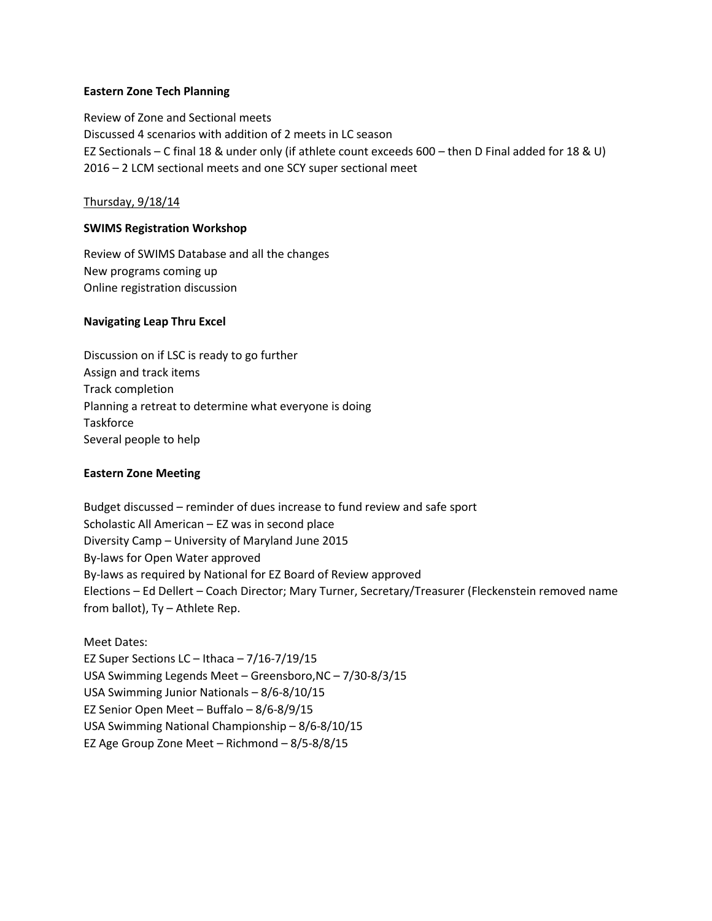**Eastern Zone Tech Planning**

Review of Zone and Sectional meets
Discussed 4 scenarios with addition of 2 meets in LC season
EZ Sectionals – C final 18 & under only (if athlete count exceeds 600 – then D Final added for 18 & U)
2016 – 2 LCM sectional meets and one SCY super sectional meet

<u>Thursday, 9/18/14</u>

**SWIMS Registration Workshop**

Review of SWIMS Database and all the changes
New programs coming up
Online registration discussion

**Navigating Leap Thru Excel**

Discussion on if LSC is ready to go further
Assign and track items
Track completion
Planning a retreat to determine what everyone is doing
Taskforce
Several people to help

**Eastern Zone Meeting**

Budget discussed – reminder of dues increase to fund review and safe sport
Scholastic All American – EZ was in second place
Diversity Camp – University of Maryland June 2015
By-laws for Open Water approved
By-laws as required by National for EZ Board of Review approved
Elections – Ed Dellert – Coach Director; Mary Turner, Secretary/Treasurer (Fleckenstein removed name from ballot), Ty – Athlete Rep.

Meet Dates:
EZ Super Sections LC – Ithaca – 7/16-7/19/15
USA Swimming Legends Meet – Greensboro,NC – 7/30-8/3/15
USA Swimming Junior Nationals – 8/6-8/10/15
EZ Senior Open Meet – Buffalo – 8/6-8/9/15
USA Swimming National Championship – 8/6-8/10/15
EZ Age Group Zone Meet – Richmond – 8/5-8/8/15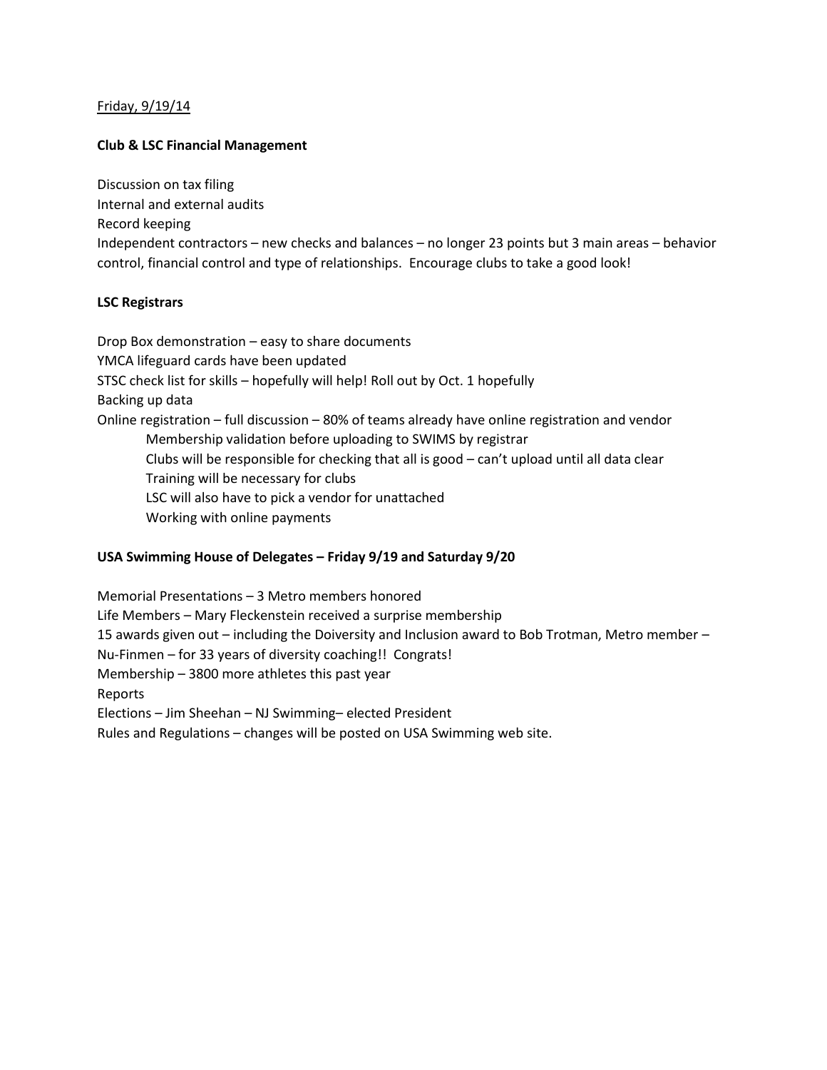<u>Friday, 9/19/14</u>

**Club & LSC Financial Management**

Discussion on tax filing
Internal and external audits
Record keeping
Independent contractors – new checks and balances – no longer 23 points but 3 main areas – behavior control, financial control and type of relationships. Encourage clubs to take a good look!

**LSC Registrars**

Drop Box demonstration – easy to share documents
YMCA lifeguard cards have been updated
STSC check list for skills – hopefully will help! Roll out by Oct. 1 hopefully
Backing up data
Online registration – full discussion – 80% of teams already have online registration and vendor

- Membership validation before uploading to SWIMS by registrar
- Clubs will be responsible for checking that all is good – can't upload until all data clear
- Training will be necessary for clubs
- LSC will also have to pick a vendor for unattached
- Working with online payments

**USA Swimming House of Delegates – Friday 9/19 and Saturday 9/20**

Memorial Presentations – 3 Metro members honored
Life Members – Mary Fleckenstein received a surprise membership
15 awards given out – including the Doiversity and Inclusion award to Bob Trotman, Metro member – Nu-Finmen – for 33 years of diversity coaching!! Congrats!
Membership – 3800 more athletes this past year
Reports
Elections – Jim Sheehan – NJ Swimming– elected President
Rules and Regulations – changes will be posted on USA Swimming web site.